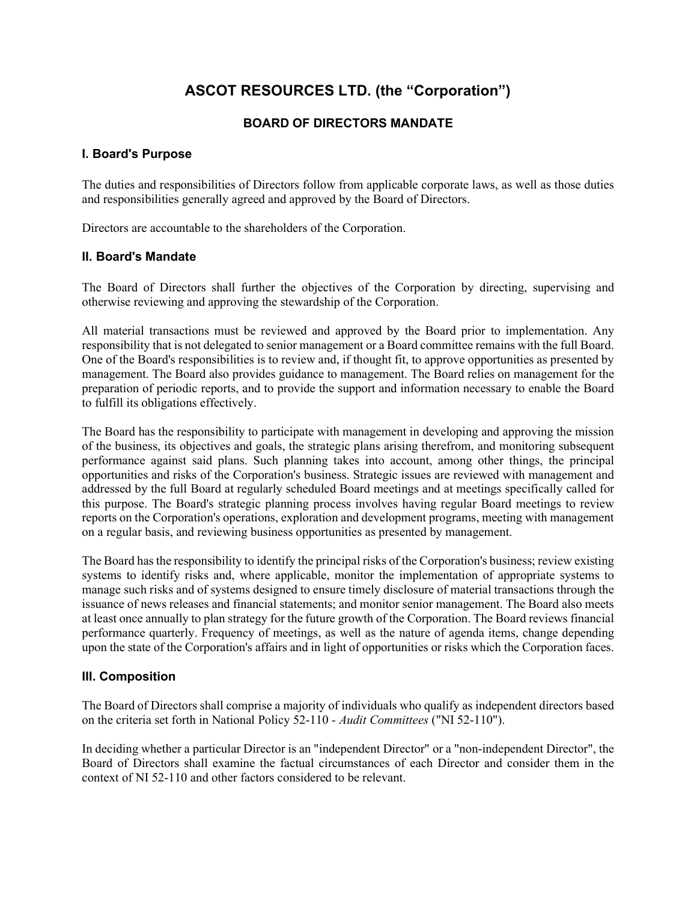# ASCOT RESOURCES LTD. (the "Corporation")

## BOARD OF DIRECTORS MANDATE

### I. Board's Purpose

The duties and responsibilities of Directors follow from applicable corporate laws, as well as those duties and responsibilities generally agreed and approved by the Board of Directors.

Directors are accountable to the shareholders of the Corporation.

### II. Board's Mandate

The Board of Directors shall further the objectives of the Corporation by directing, supervising and otherwise reviewing and approving the stewardship of the Corporation.

All material transactions must be reviewed and approved by the Board prior to implementation. Any responsibility that is not delegated to senior management or a Board committee remains with the full Board. One of the Board's responsibilities is to review and, if thought fit, to approve opportunities as presented by management. The Board also provides guidance to management. The Board relies on management for the preparation of periodic reports, and to provide the support and information necessary to enable the Board to fulfill its obligations effectively.

The Board has the responsibility to participate with management in developing and approving the mission of the business, its objectives and goals, the strategic plans arising therefrom, and monitoring subsequent performance against said plans. Such planning takes into account, among other things, the principal opportunities and risks of the Corporation's business. Strategic issues are reviewed with management and addressed by the full Board at regularly scheduled Board meetings and at meetings specifically called for this purpose. The Board's strategic planning process involves having regular Board meetings to review reports on the Corporation's operations, exploration and development programs, meeting with management on a regular basis, and reviewing business opportunities as presented by management.

The Board has the responsibility to identify the principal risks of the Corporation's business; review existing systems to identify risks and, where applicable, monitor the implementation of appropriate systems to manage such risks and of systems designed to ensure timely disclosure of material transactions through the issuance of news releases and financial statements; and monitor senior management. The Board also meets at least once annually to plan strategy for the future growth of the Corporation. The Board reviews financial performance quarterly. Frequency of meetings, as well as the nature of agenda items, change depending upon the state of the Corporation's affairs and in light of opportunities or risks which the Corporation faces.

### III. Composition

The Board of Directors shall comprise a majority of individuals who qualify as independent directors based on the criteria set forth in National Policy 52-110 - *Audit Committees* ("NI 52-110").

In deciding whether a particular Director is an "independent Director" or a "non-independent Director", the Board of Directors shall examine the factual circumstances of each Director and consider them in the context of NI 52-110 and other factors considered to be relevant.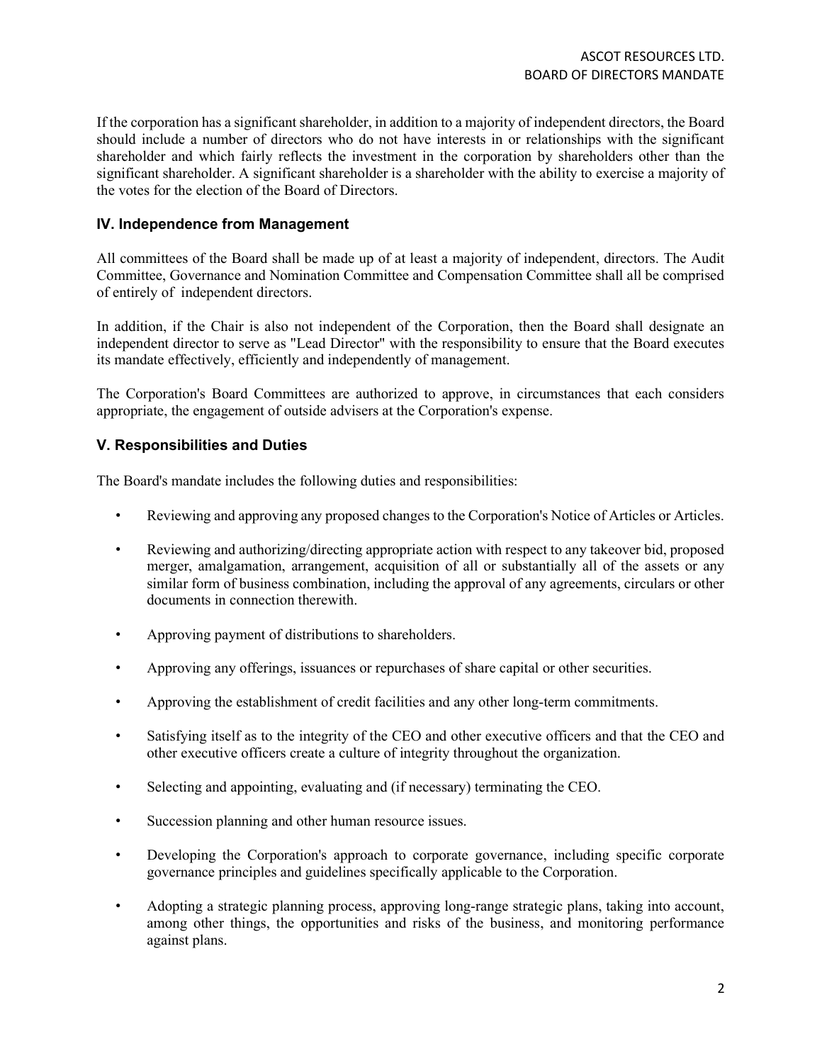If the corporation has a significant shareholder, in addition to a majority of independent directors, the Board should include a number of directors who do not have interests in or relationships with the significant shareholder and which fairly reflects the investment in the corporation by shareholders other than the significant shareholder. A significant shareholder is a shareholder with the ability to exercise a majority of the votes for the election of the Board of Directors.

## IV. Independence from Management

All committees of the Board shall be made up of at least a majority of independent, directors. The Audit Committee, Governance and Nomination Committee and Compensation Committee shall all be comprised of entirely of independent directors.

In addition, if the Chair is also not independent of the Corporation, then the Board shall designate an independent director to serve as "Lead Director" with the responsibility to ensure that the Board executes its mandate effectively, efficiently and independently of management.

The Corporation's Board Committees are authorized to approve, in circumstances that each considers appropriate, the engagement of outside advisers at the Corporation's expense.

## V. Responsibilities and Duties

The Board's mandate includes the following duties and responsibilities:

- Reviewing and approving any proposed changes to the Corporation's Notice of Articles or Articles.
- Reviewing and authorizing/directing appropriate action with respect to any takeover bid, proposed merger, amalgamation, arrangement, acquisition of all or substantially all of the assets or any similar form of business combination, including the approval of any agreements, circulars or other documents in connection therewith.
- Approving payment of distributions to shareholders.
- Approving any offerings, issuances or repurchases of share capital or other securities.
- Approving the establishment of credit facilities and any other long-term commitments.
- Satisfying itself as to the integrity of the CEO and other executive officers and that the CEO and other executive officers create a culture of integrity throughout the organization.
- Selecting and appointing, evaluating and (if necessary) terminating the CEO.
- Succession planning and other human resource issues.
- Developing the Corporation's approach to corporate governance, including specific corporate governance principles and guidelines specifically applicable to the Corporation.
- Adopting a strategic planning process, approving long-range strategic plans, taking into account, among other things, the opportunities and risks of the business, and monitoring performance against plans.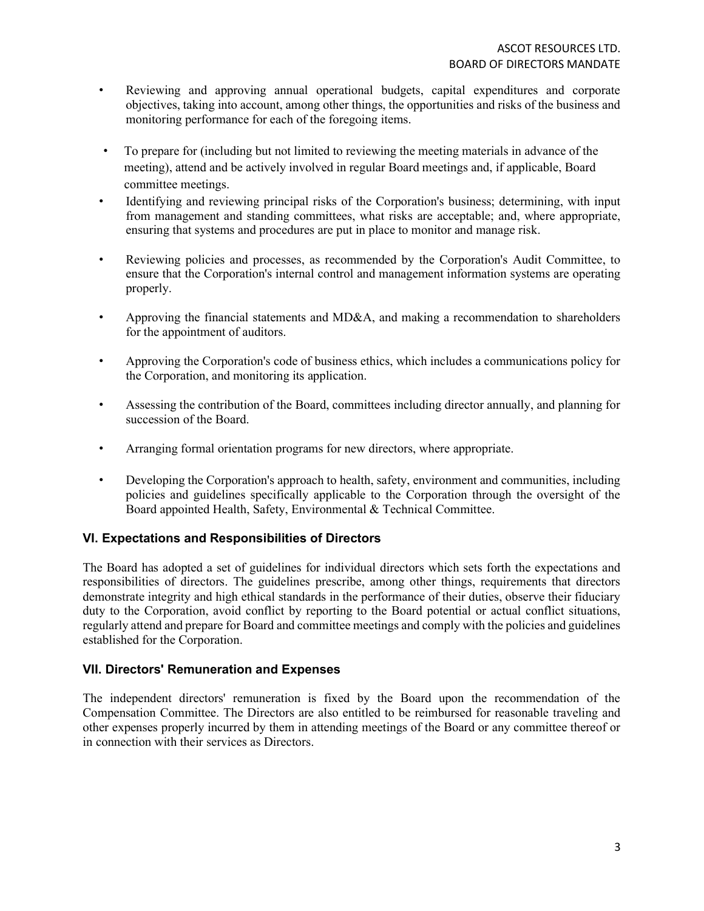- Reviewing and approving annual operational budgets, capital expenditures and corporate objectives, taking into account, among other things, the opportunities and risks of the business and monitoring performance for each of the foregoing items.
- To prepare for (including but not limited to reviewing the meeting materials in advance of the meeting), attend and be actively involved in regular Board meetings and, if applicable, Board committee meetings.
- Identifying and reviewing principal risks of the Corporation's business; determining, with input from management and standing committees, what risks are acceptable; and, where appropriate, ensuring that systems and procedures are put in place to monitor and manage risk.
- Reviewing policies and processes, as recommended by the Corporation's Audit Committee, to ensure that the Corporation's internal control and management information systems are operating properly.
- Approving the financial statements and MD&A, and making a recommendation to shareholders for the appointment of auditors.
- Approving the Corporation's code of business ethics, which includes a communications policy for the Corporation, and monitoring its application.
- Assessing the contribution of the Board, committees including director annually, and planning for succession of the Board.
- Arranging formal orientation programs for new directors, where appropriate.
- Developing the Corporation's approach to health, safety, environment and communities, including policies and guidelines specifically applicable to the Corporation through the oversight of the Board appointed Health, Safety, Environmental & Technical Committee.

## VI. Expectations and Responsibilities of Directors

The Board has adopted a set of guidelines for individual directors which sets forth the expectations and responsibilities of directors. The guidelines prescribe, among other things, requirements that directors demonstrate integrity and high ethical standards in the performance of their duties, observe their fiduciary duty to the Corporation, avoid conflict by reporting to the Board potential or actual conflict situations, regularly attend and prepare for Board and committee meetings and comply with the policies and guidelines established for the Corporation.

## VII. Directors' Remuneration and Expenses

The independent directors' remuneration is fixed by the Board upon the recommendation of the Compensation Committee. The Directors are also entitled to be reimbursed for reasonable traveling and other expenses properly incurred by them in attending meetings of the Board or any committee thereof or in connection with their services as Directors.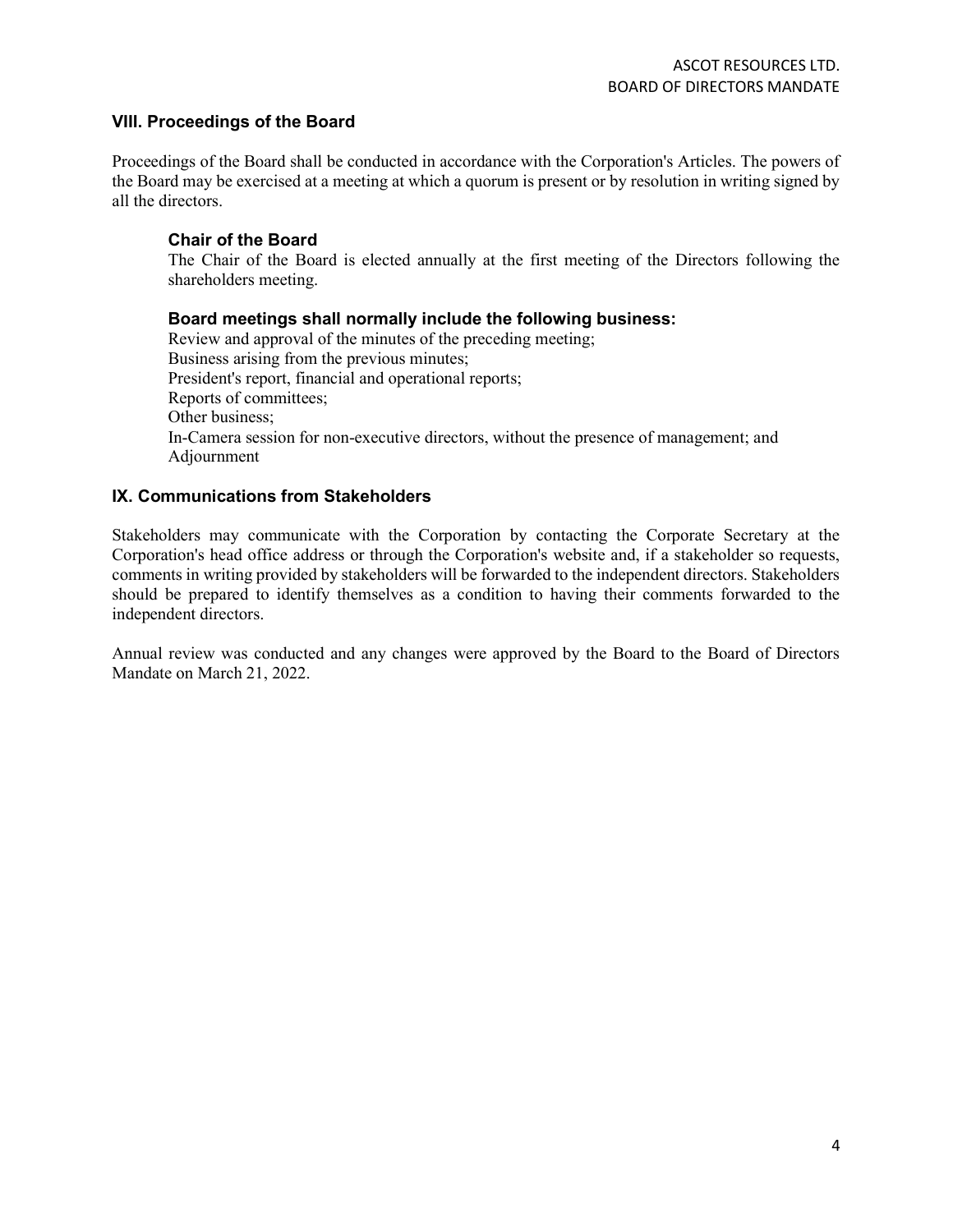## VIII. Proceedings of the Board

Proceedings of the Board shall be conducted in accordance with the Corporation's Articles. The powers of the Board may be exercised at a meeting at which a quorum is present or by resolution in writing signed by all the directors.

### Chair of the Board

The Chair of the Board is elected annually at the first meeting of the Directors following the shareholders meeting.

### Board meetings shall normally include the following business:

Review and approval of the minutes of the preceding meeting;
Business arising from the previous minutes;
President's report, financial and operational reports;
Reports of committees;
Other business;
In-Camera session for non-executive directors, without the presence of management; and
Adjournment

## IX. Communications from Stakeholders

Stakeholders may communicate with the Corporation by contacting the Corporate Secretary at the Corporation's head office address or through the Corporation's website and, if a stakeholder so requests, comments in writing provided by stakeholders will be forwarded to the independent directors. Stakeholders should be prepared to identify themselves as a condition to having their comments forwarded to the independent directors.

Annual review was conducted and any changes were approved by the Board to the Board of Directors Mandate on March 21, 2022.